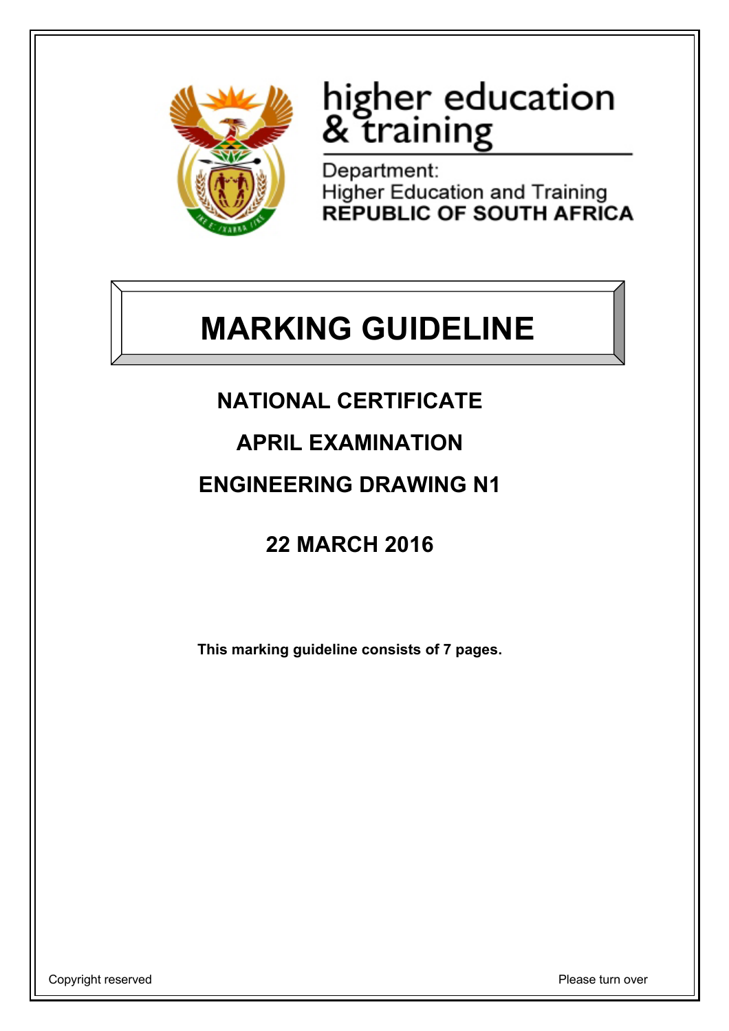higher education & training

Department:
Higher Education and Training
**REPUBLIC OF SOUTH AFRICA**

# MARKING GUIDELINE

## NATIONAL CERTIFICATE

## APRIL EXAMINATION

## ENGINEERING DRAWING N1

## 22 MARCH 2016

**This marking guideline consists of 7 pages.**

Copyright reserved

Please turn over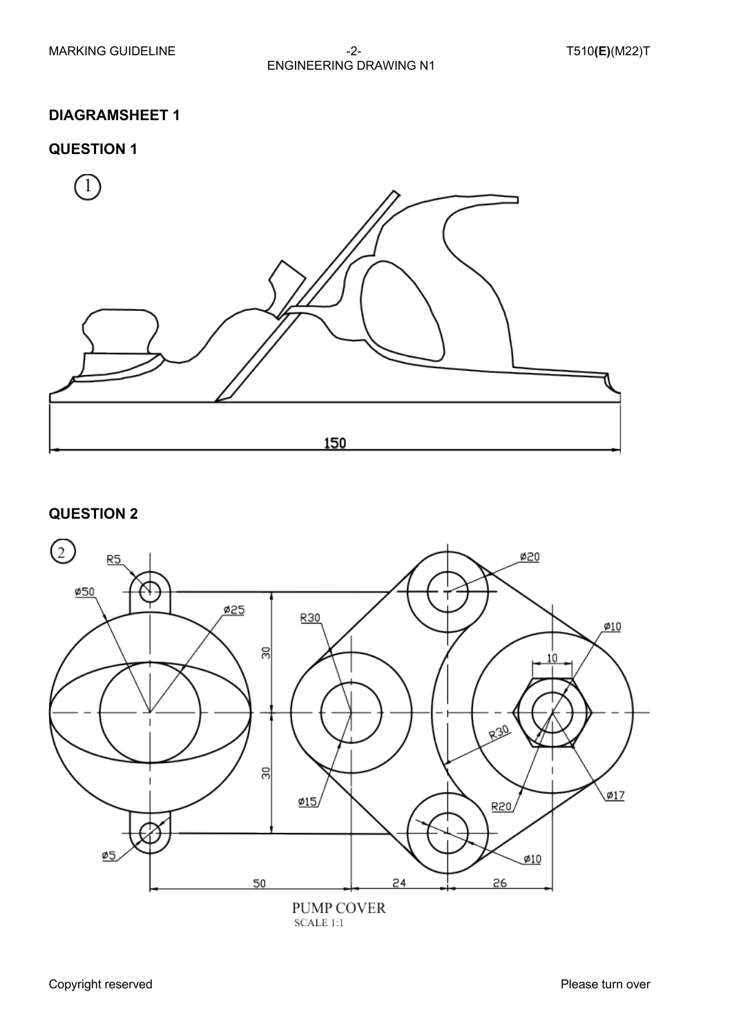## DIAGRAMSHEET 1

### QUESTION 1

1

150

### QUESTION 2

2

R5

ø50

ø25

R30

ø20

ø10

10

30

30

R30

ø15

R20

ø17

ø5

ø10

50

24

26

PUMP COVER

SCALE 1:1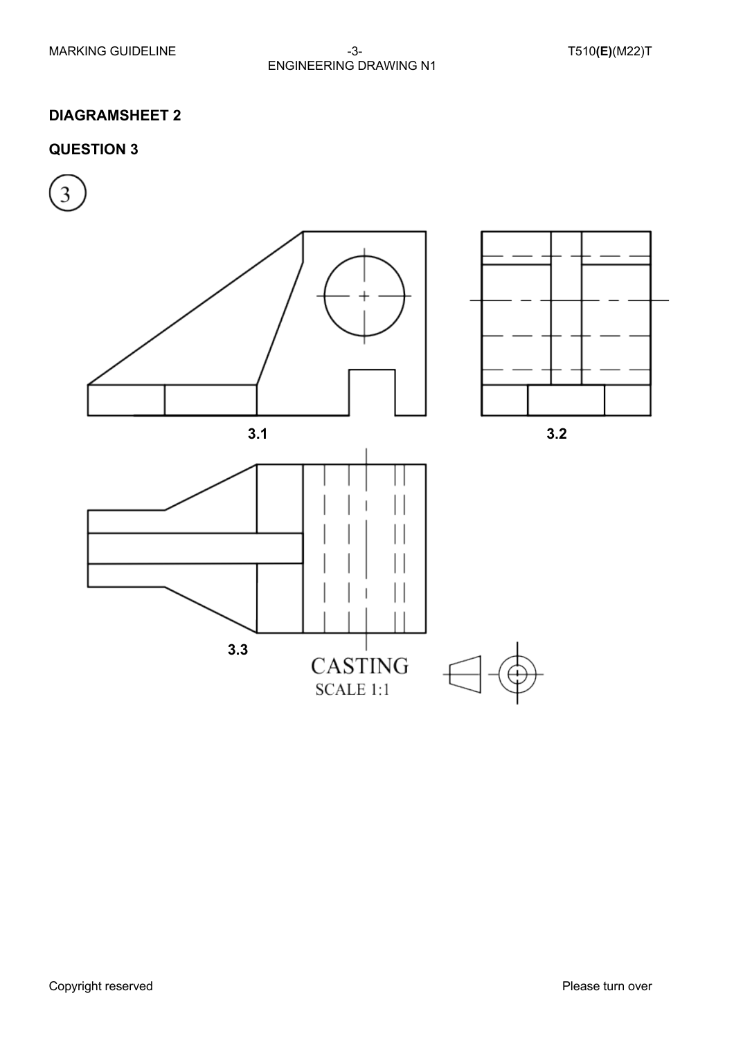## DIAGRAMSHEET 2

## QUESTION 3

3

3.1

3.2

3.3

CASTING
SCALE 1:1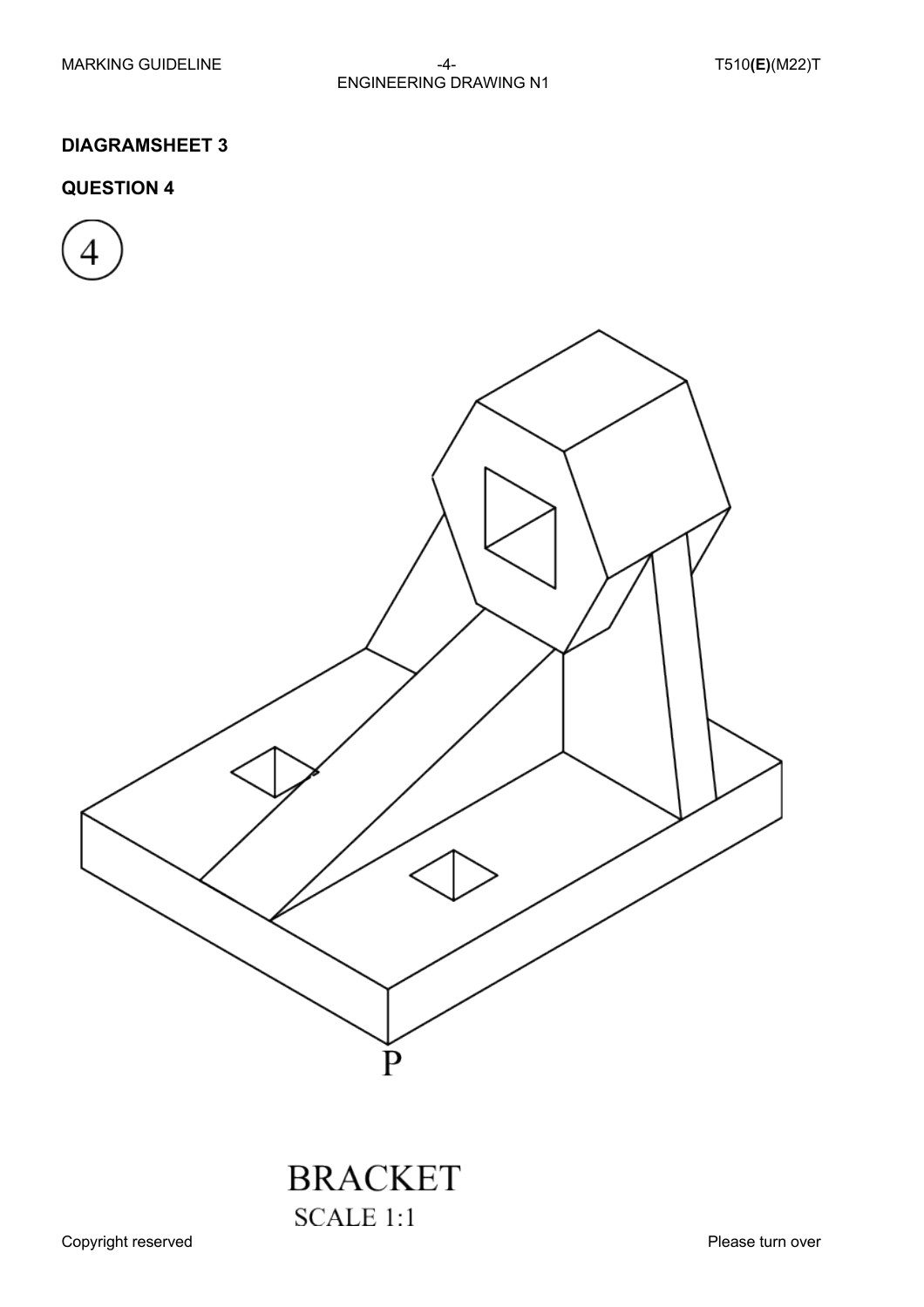**DIAGRAMSHEET 3**

**QUESTION 4**

4

P

BRACKET

SCALE 1:1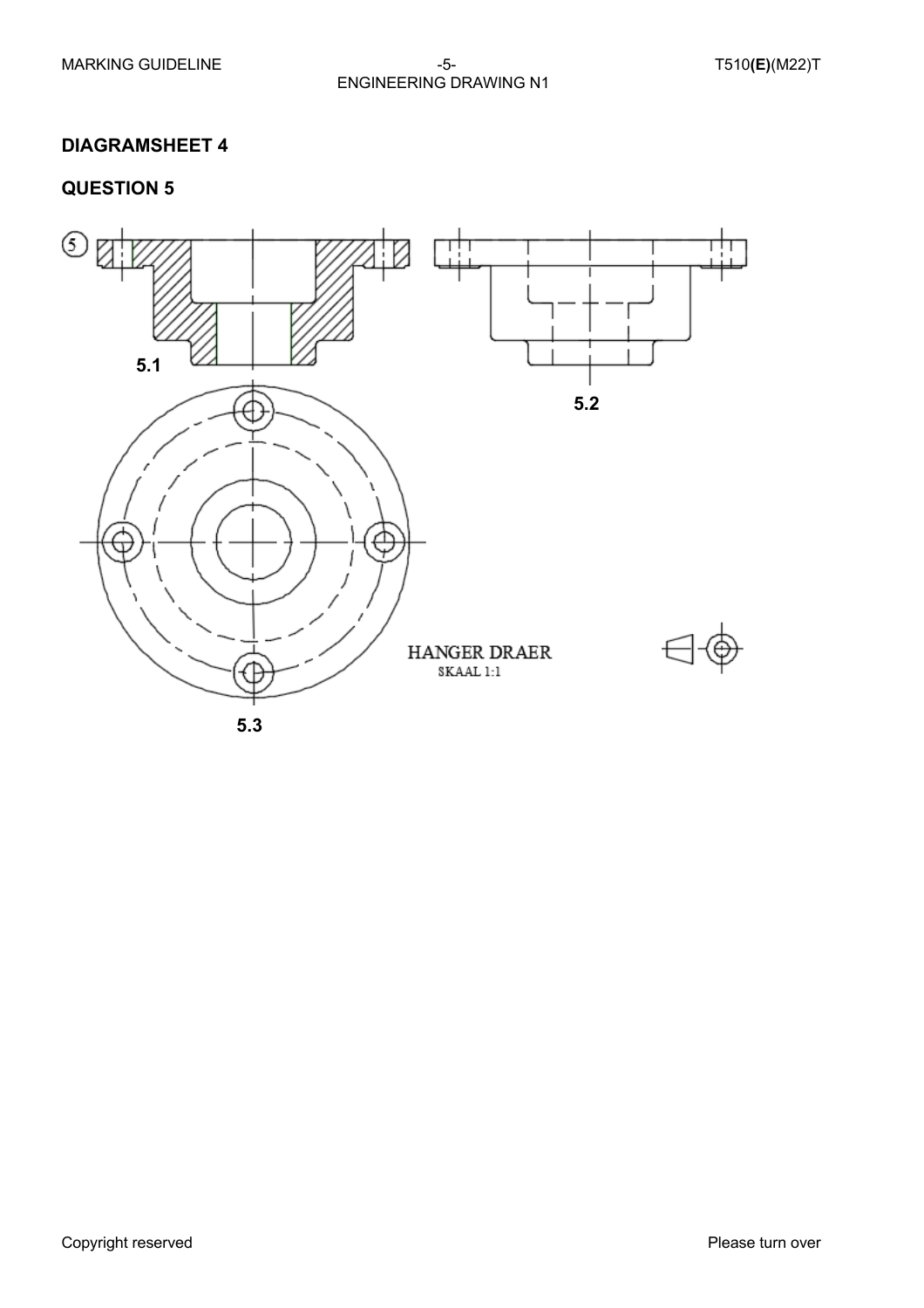## DIAGRAMSHEET 4

## QUESTION 5

5.1

5.2

5.3

HANGER DRAER

SKAAL 1:1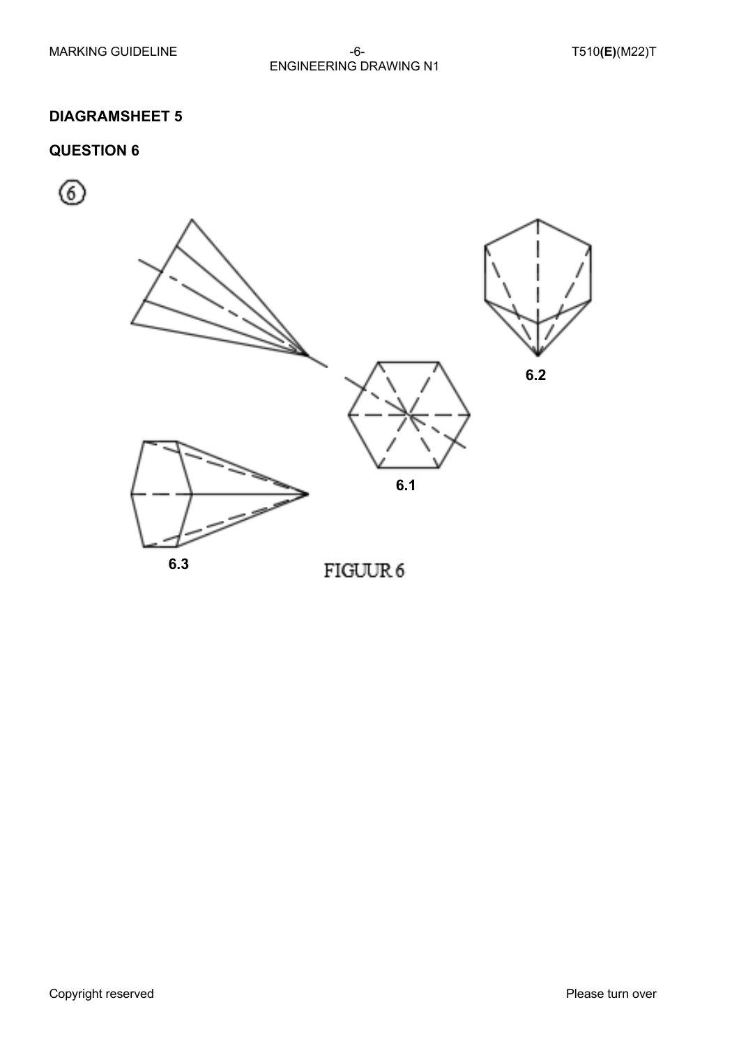## DIAGRAMSHEET 5

## QUESTION 6

6.2

6.1

6.3

FIGUUR 6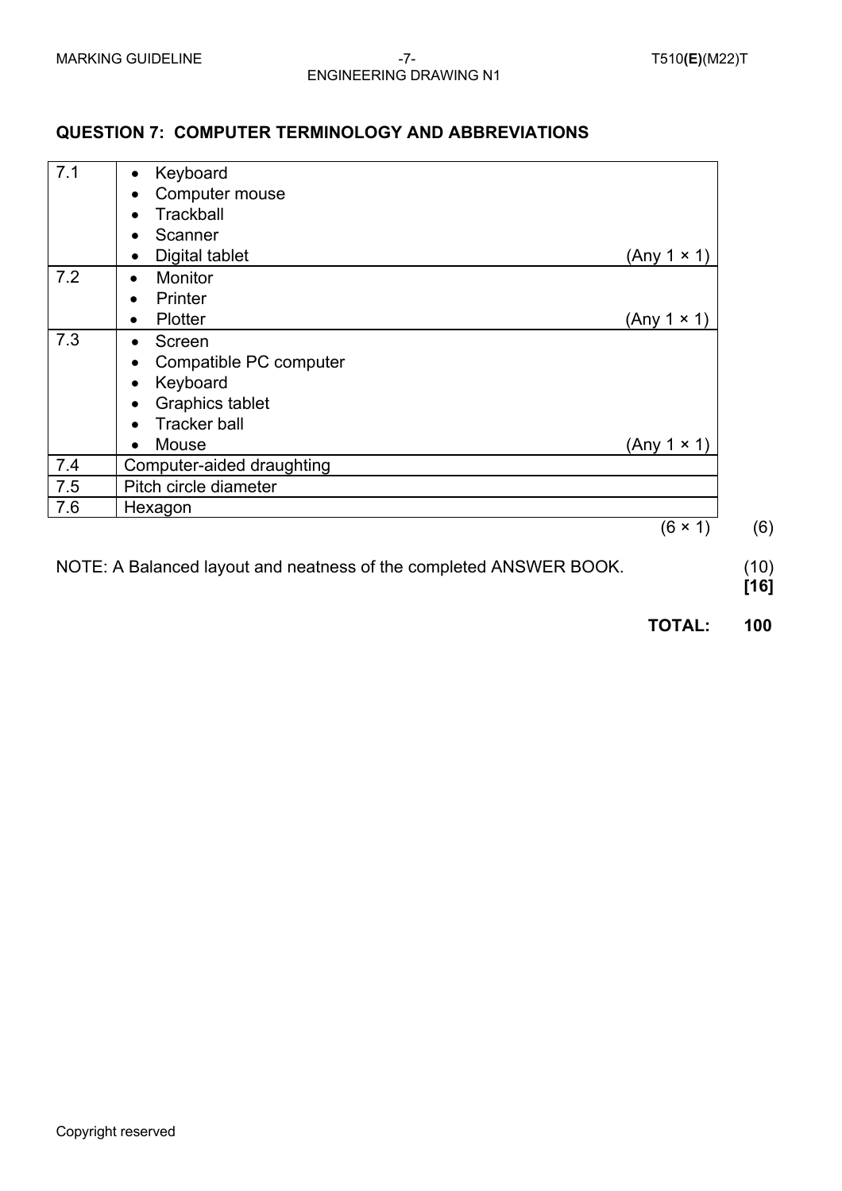## QUESTION 7: COMPUTER TERMINOLOGY AND ABBREVIATIONS

| | |
|---|---|
| 7.1 | • Keyboard<br>• Computer mouse<br>• Trackball<br>• Scanner<br>• Digital tablet (Any 1 × 1) |
| 7.2 | • Monitor<br>• Printer<br>• Plotter (Any 1 × 1) |
| 7.3 | • Screen<br>• Compatible PC computer<br>• Keyboard<br>• Graphics tablet<br>• Tracker ball<br>• Mouse (Any 1 × 1) |
| 7.4 | Computer-aided draughting |
| 7.5 | Pitch circle diameter |
| 7.6 | Hexagon |

(6 × 1) (6)

NOTE: A Balanced layout and neatness of the completed ANSWER BOOK. (10)

**[16]**

**TOTAL: 100**